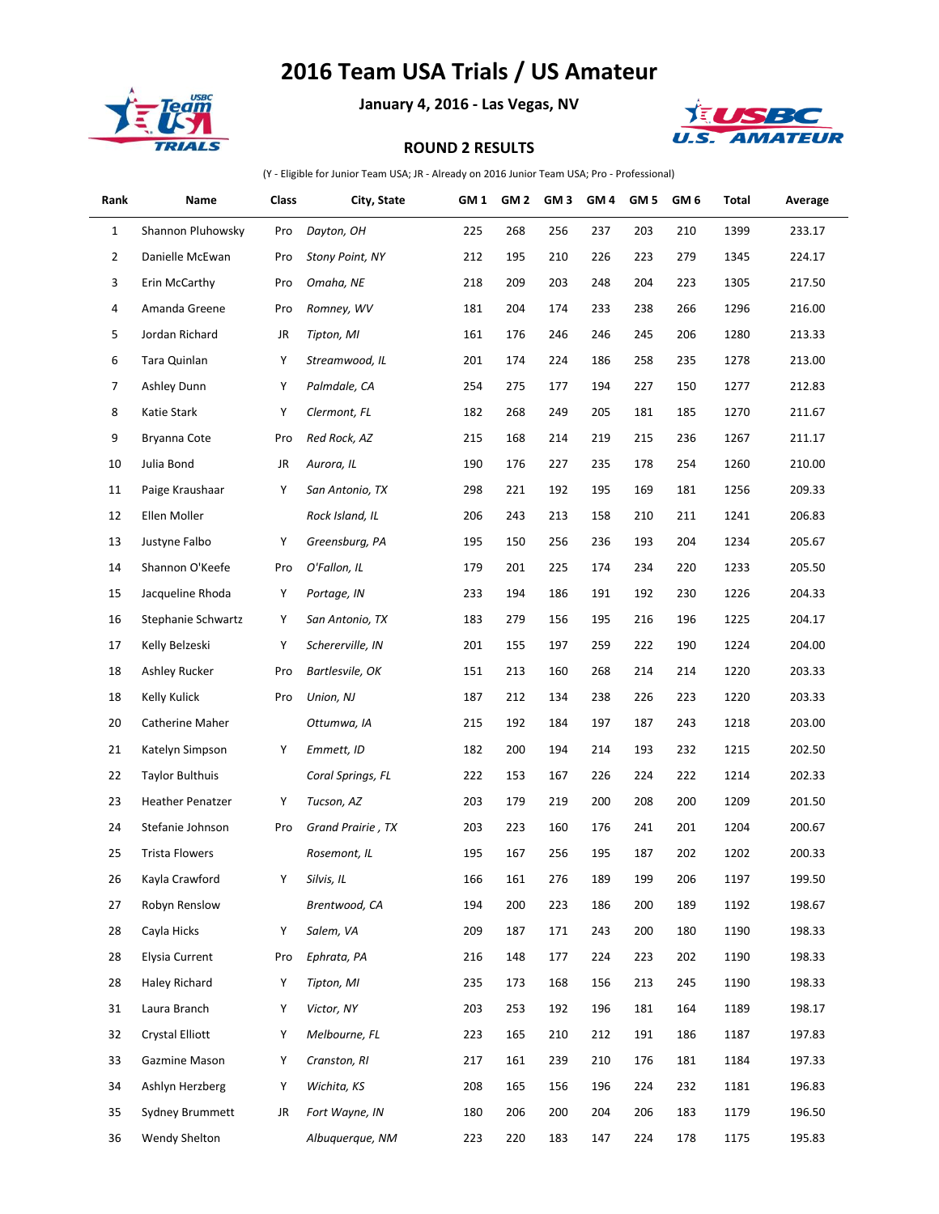# 2016 Team USA Trials / US Amateur

**January 4, 2016 - Las Vegas, NV**

**ROUND 2 RESULTS**

(Y - Eligible for Junior Team USA; JR - Already on 2016 Junior Team USA; Pro - Professional)

| Rank | Name | Class | City, State | GM 1 | GM 2 | GM 3 | GM 4 | GM 5 | GM 6 | Total | Average |
|---|---|---|---|---|---|---|---|---|---|---|---|
| 1 | Shannon Pluhowsky | Pro | *Dayton, OH* | 225 | 268 | 256 | 237 | 203 | 210 | 1399 | 233.17 |
| 2 | Danielle McEwan | Pro | *Stony Point, NY* | 212 | 195 | 210 | 226 | 223 | 279 | 1345 | 224.17 |
| 3 | Erin McCarthy | Pro | *Omaha, NE* | 218 | 209 | 203 | 248 | 204 | 223 | 1305 | 217.50 |
| 4 | Amanda Greene | Pro | *Romney, WV* | 181 | 204 | 174 | 233 | 238 | 266 | 1296 | 216.00 |
| 5 | Jordan Richard | JR | *Tipton, MI* | 161 | 176 | 246 | 246 | 245 | 206 | 1280 | 213.33 |
| 6 | Tara Quinlan | Y | *Streamwood, IL* | 201 | 174 | 224 | 186 | 258 | 235 | 1278 | 213.00 |
| 7 | Ashley Dunn | Y | *Palmdale, CA* | 254 | 275 | 177 | 194 | 227 | 150 | 1277 | 212.83 |
| 8 | Katie Stark | Y | *Clermont, FL* | 182 | 268 | 249 | 205 | 181 | 185 | 1270 | 211.67 |
| 9 | Bryanna Cote | Pro | *Red Rock, AZ* | 215 | 168 | 214 | 219 | 215 | 236 | 1267 | 211.17 |
| 10 | Julia Bond | JR | *Aurora, IL* | 190 | 176 | 227 | 235 | 178 | 254 | 1260 | 210.00 |
| 11 | Paige Kraushaar | Y | *San Antonio, TX* | 298 | 221 | 192 | 195 | 169 | 181 | 1256 | 209.33 |
| 12 | Ellen Moller | | *Rock Island, IL* | 206 | 243 | 213 | 158 | 210 | 211 | 1241 | 206.83 |
| 13 | Justyne Falbo | Y | *Greensburg, PA* | 195 | 150 | 256 | 236 | 193 | 204 | 1234 | 205.67 |
| 14 | Shannon O'Keefe | Pro | *O'Fallon, IL* | 179 | 201 | 225 | 174 | 234 | 220 | 1233 | 205.50 |
| 15 | Jacqueline Rhoda | Y | *Portage, IN* | 233 | 194 | 186 | 191 | 192 | 230 | 1226 | 204.33 |
| 16 | Stephanie Schwartz | Y | *San Antonio, TX* | 183 | 279 | 156 | 195 | 216 | 196 | 1225 | 204.17 |
| 17 | Kelly Belzeski | Y | *Schererville, IN* | 201 | 155 | 197 | 259 | 222 | 190 | 1224 | 204.00 |
| 18 | Ashley Rucker | Pro | *Bartlesvile, OK* | 151 | 213 | 160 | 268 | 214 | 214 | 1220 | 203.33 |
| 18 | Kelly Kulick | Pro | *Union, NJ* | 187 | 212 | 134 | 238 | 226 | 223 | 1220 | 203.33 |
| 20 | Catherine Maher | | *Ottumwa, IA* | 215 | 192 | 184 | 197 | 187 | 243 | 1218 | 203.00 |
| 21 | Katelyn Simpson | Y | *Emmett, ID* | 182 | 200 | 194 | 214 | 193 | 232 | 1215 | 202.50 |
| 22 | Taylor Bulthuis | | *Coral Springs, FL* | 222 | 153 | 167 | 226 | 224 | 222 | 1214 | 202.33 |
| 23 | Heather Penatzer | Y | *Tucson, AZ* | 203 | 179 | 219 | 200 | 208 | 200 | 1209 | 201.50 |
| 24 | Stefanie Johnson | Pro | *Grand Prairie , TX* | 203 | 223 | 160 | 176 | 241 | 201 | 1204 | 200.67 |
| 25 | Trista Flowers | | *Rosemont, IL* | 195 | 167 | 256 | 195 | 187 | 202 | 1202 | 200.33 |
| 26 | Kayla Crawford | Y | *Silvis, IL* | 166 | 161 | 276 | 189 | 199 | 206 | 1197 | 199.50 |
| 27 | Robyn Renslow | | *Brentwood, CA* | 194 | 200 | 223 | 186 | 200 | 189 | 1192 | 198.67 |
| 28 | Cayla Hicks | Y | *Salem, VA* | 209 | 187 | 171 | 243 | 200 | 180 | 1190 | 198.33 |
| 28 | Elysia Current | Pro | *Ephrata, PA* | 216 | 148 | 177 | 224 | 223 | 202 | 1190 | 198.33 |
| 28 | Haley Richard | Y | *Tipton, MI* | 235 | 173 | 168 | 156 | 213 | 245 | 1190 | 198.33 |
| 31 | Laura Branch | Y | *Victor, NY* | 203 | 253 | 192 | 196 | 181 | 164 | 1189 | 198.17 |
| 32 | Crystal Elliott | Y | *Melbourne, FL* | 223 | 165 | 210 | 212 | 191 | 186 | 1187 | 197.83 |
| 33 | Gazmine Mason | Y | *Cranston, RI* | 217 | 161 | 239 | 210 | 176 | 181 | 1184 | 197.33 |
| 34 | Ashlyn Herzberg | Y | *Wichita, KS* | 208 | 165 | 156 | 196 | 224 | 232 | 1181 | 196.83 |
| 35 | Sydney Brummett | JR | *Fort Wayne, IN* | 180 | 206 | 200 | 204 | 206 | 183 | 1179 | 196.50 |
| 36 | Wendy Shelton | | *Albuquerque, NM* | 223 | 220 | 183 | 147 | 224 | 178 | 1175 | 195.83 |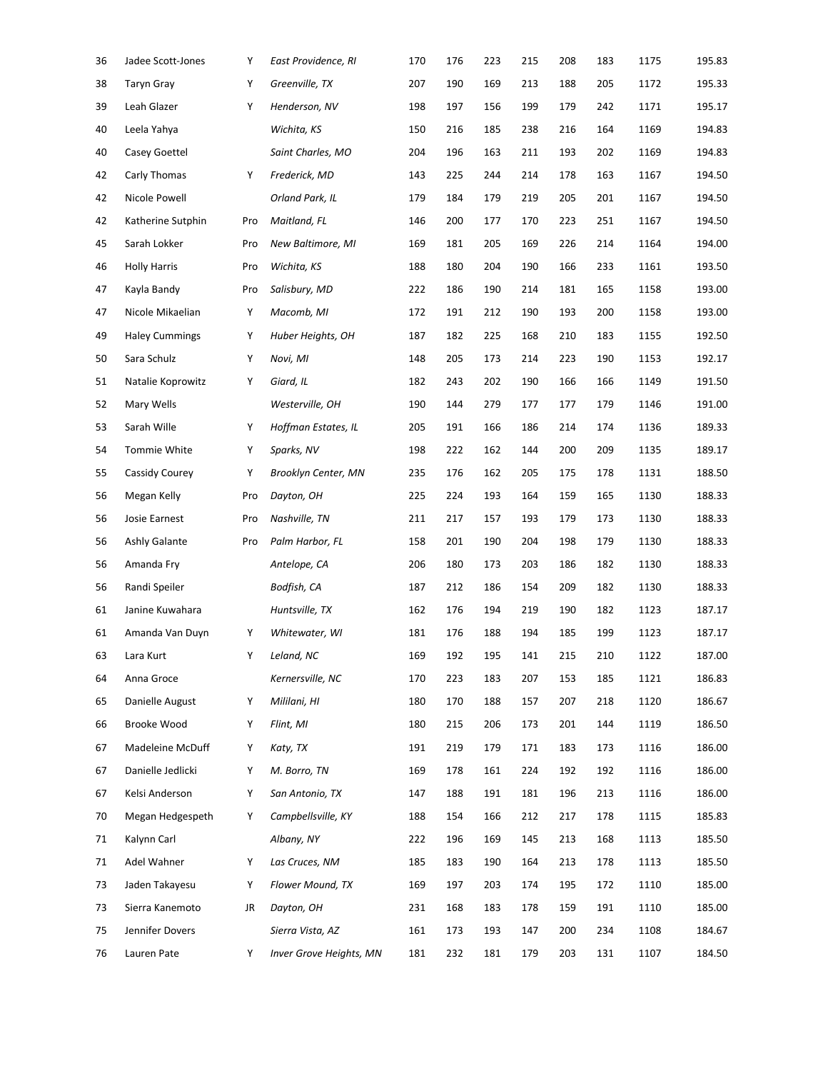| 36 | Jadee Scott-Jones | Y | *East Providence, RI* | 170 | 176 | 223 | 215 | 208 | 183 | 1175 | 195.83 |
|---|---|---|---|---|---|---|---|---|---|---|---|
| 38 | Taryn Gray | Y | *Greenville, TX* | 207 | 190 | 169 | 213 | 188 | 205 | 1172 | 195.33 |
| 39 | Leah Glazer | Y | *Henderson, NV* | 198 | 197 | 156 | 199 | 179 | 242 | 1171 | 195.17 |
| 40 | Leela Yahya | | *Wichita, KS* | 150 | 216 | 185 | 238 | 216 | 164 | 1169 | 194.83 |
| 40 | Casey Goettel | | *Saint Charles, MO* | 204 | 196 | 163 | 211 | 193 | 202 | 1169 | 194.83 |
| 42 | Carly Thomas | Y | *Frederick, MD* | 143 | 225 | 244 | 214 | 178 | 163 | 1167 | 194.50 |
| 42 | Nicole Powell | | *Orland Park, IL* | 179 | 184 | 179 | 219 | 205 | 201 | 1167 | 194.50 |
| 42 | Katherine Sutphin | Pro | *Maitland, FL* | 146 | 200 | 177 | 170 | 223 | 251 | 1167 | 194.50 |
| 45 | Sarah Lokker | Pro | *New Baltimore, MI* | 169 | 181 | 205 | 169 | 226 | 214 | 1164 | 194.00 |
| 46 | Holly Harris | Pro | *Wichita, KS* | 188 | 180 | 204 | 190 | 166 | 233 | 1161 | 193.50 |
| 47 | Kayla Bandy | Pro | *Salisbury, MD* | 222 | 186 | 190 | 214 | 181 | 165 | 1158 | 193.00 |
| 47 | Nicole Mikaelian | Y | *Macomb, MI* | 172 | 191 | 212 | 190 | 193 | 200 | 1158 | 193.00 |
| 49 | Haley Cummings | Y | *Huber Heights, OH* | 187 | 182 | 225 | 168 | 210 | 183 | 1155 | 192.50 |
| 50 | Sara Schulz | Y | *Novi, MI* | 148 | 205 | 173 | 214 | 223 | 190 | 1153 | 192.17 |
| 51 | Natalie Koprowitz | Y | *Giard, IL* | 182 | 243 | 202 | 190 | 166 | 166 | 1149 | 191.50 |
| 52 | Mary Wells | | *Westerville, OH* | 190 | 144 | 279 | 177 | 177 | 179 | 1146 | 191.00 |
| 53 | Sarah Wille | Y | *Hoffman Estates, IL* | 205 | 191 | 166 | 186 | 214 | 174 | 1136 | 189.33 |
| 54 | Tommie White | Y | *Sparks, NV* | 198 | 222 | 162 | 144 | 200 | 209 | 1135 | 189.17 |
| 55 | Cassidy Courey | Y | *Brooklyn Center, MN* | 235 | 176 | 162 | 205 | 175 | 178 | 1131 | 188.50 |
| 56 | Megan Kelly | Pro | *Dayton, OH* | 225 | 224 | 193 | 164 | 159 | 165 | 1130 | 188.33 |
| 56 | Josie Earnest | Pro | *Nashville, TN* | 211 | 217 | 157 | 193 | 179 | 173 | 1130 | 188.33 |
| 56 | Ashly Galante | Pro | *Palm Harbor, FL* | 158 | 201 | 190 | 204 | 198 | 179 | 1130 | 188.33 |
| 56 | Amanda Fry | | *Antelope, CA* | 206 | 180 | 173 | 203 | 186 | 182 | 1130 | 188.33 |
| 56 | Randi Speiler | | *Bodfish, CA* | 187 | 212 | 186 | 154 | 209 | 182 | 1130 | 188.33 |
| 61 | Janine Kuwahara | | *Huntsville, TX* | 162 | 176 | 194 | 219 | 190 | 182 | 1123 | 187.17 |
| 61 | Amanda Van Duyn | Y | *Whitewater, WI* | 181 | 176 | 188 | 194 | 185 | 199 | 1123 | 187.17 |
| 63 | Lara Kurt | Y | *Leland, NC* | 169 | 192 | 195 | 141 | 215 | 210 | 1122 | 187.00 |
| 64 | Anna Groce | | *Kernersville, NC* | 170 | 223 | 183 | 207 | 153 | 185 | 1121 | 186.83 |
| 65 | Danielle August | Y | *Mililani, HI* | 180 | 170 | 188 | 157 | 207 | 218 | 1120 | 186.67 |
| 66 | Brooke Wood | Y | *Flint, MI* | 180 | 215 | 206 | 173 | 201 | 144 | 1119 | 186.50 |
| 67 | Madeleine McDuff | Y | *Katy, TX* | 191 | 219 | 179 | 171 | 183 | 173 | 1116 | 186.00 |
| 67 | Danielle Jedlicki | Y | *M. Borro, TN* | 169 | 178 | 161 | 224 | 192 | 192 | 1116 | 186.00 |
| 67 | Kelsi Anderson | Y | *San Antonio, TX* | 147 | 188 | 191 | 181 | 196 | 213 | 1116 | 186.00 |
| 70 | Megan Hedgespeth | Y | *Campbellsville, KY* | 188 | 154 | 166 | 212 | 217 | 178 | 1115 | 185.83 |
| 71 | Kalynn Carl | | *Albany, NY* | 222 | 196 | 169 | 145 | 213 | 168 | 1113 | 185.50 |
| 71 | Adel Wahner | Y | *Las Cruces, NM* | 185 | 183 | 190 | 164 | 213 | 178 | 1113 | 185.50 |
| 73 | Jaden Takayesu | Y | *Flower Mound, TX* | 169 | 197 | 203 | 174 | 195 | 172 | 1110 | 185.00 |
| 73 | Sierra Kanemoto | JR | *Dayton, OH* | 231 | 168 | 183 | 178 | 159 | 191 | 1110 | 185.00 |
| 75 | Jennifer Dovers | | *Sierra Vista, AZ* | 161 | 173 | 193 | 147 | 200 | 234 | 1108 | 184.67 |
| 76 | Lauren Pate | Y | *Inver Grove Heights, MN* | 181 | 232 | 181 | 179 | 203 | 131 | 1107 | 184.50 |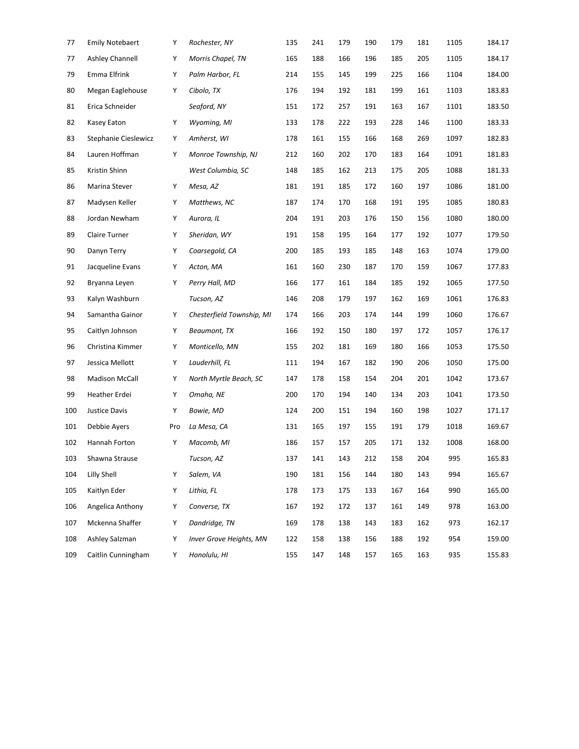| | | | | | | | | | | | |
|---|---|---|---|---|---|---|---|---|---|---|---|
| 77 | Emily Notebaert | Y | *Rochester, NY* | 135 | 241 | 179 | 190 | 179 | 181 | 1105 | 184.17 |
| 77 | Ashley Channell | Y | *Morris Chapel, TN* | 165 | 188 | 166 | 196 | 185 | 205 | 1105 | 184.17 |
| 79 | Emma Elfrink | Y | *Palm Harbor, FL* | 214 | 155 | 145 | 199 | 225 | 166 | 1104 | 184.00 |
| 80 | Megan Eaglehouse | Y | *Cibolo, TX* | 176 | 194 | 192 | 181 | 199 | 161 | 1103 | 183.83 |
| 81 | Erica Schneider | | *Seaford, NY* | 151 | 172 | 257 | 191 | 163 | 167 | 1101 | 183.50 |
| 82 | Kasey Eaton | Y | *Wyoming, MI* | 133 | 178 | 222 | 193 | 228 | 146 | 1100 | 183.33 |
| 83 | Stephanie Cieslewicz | Y | *Amherst, WI* | 178 | 161 | 155 | 166 | 168 | 269 | 1097 | 182.83 |
| 84 | Lauren Hoffman | Y | *Monroe Township, NJ* | 212 | 160 | 202 | 170 | 183 | 164 | 1091 | 181.83 |
| 85 | Kristin Shinn | | *West Columbia, SC* | 148 | 185 | 162 | 213 | 175 | 205 | 1088 | 181.33 |
| 86 | Marina Stever | Y | *Mesa, AZ* | 181 | 191 | 185 | 172 | 160 | 197 | 1086 | 181.00 |
| 87 | Madysen Keller | Y | *Matthews, NC* | 187 | 174 | 170 | 168 | 191 | 195 | 1085 | 180.83 |
| 88 | Jordan Newham | Y | *Aurora, IL* | 204 | 191 | 203 | 176 | 150 | 156 | 1080 | 180.00 |
| 89 | Claire Turner | Y | *Sheridan, WY* | 191 | 158 | 195 | 164 | 177 | 192 | 1077 | 179.50 |
| 90 | Danyn Terry | Y | *Coarsegold, CA* | 200 | 185 | 193 | 185 | 148 | 163 | 1074 | 179.00 |
| 91 | Jacqueline Evans | Y | *Acton, MA* | 161 | 160 | 230 | 187 | 170 | 159 | 1067 | 177.83 |
| 92 | Bryanna Leyen | Y | *Perry Hall, MD* | 166 | 177 | 161 | 184 | 185 | 192 | 1065 | 177.50 |
| 93 | Kalyn Washburn | | *Tucson, AZ* | 146 | 208 | 179 | 197 | 162 | 169 | 1061 | 176.83 |
| 94 | Samantha Gainor | Y | *Chesterfield Township, MI* | 174 | 166 | 203 | 174 | 144 | 199 | 1060 | 176.67 |
| 95 | Caitlyn Johnson | Y | *Beaumont, TX* | 166 | 192 | 150 | 180 | 197 | 172 | 1057 | 176.17 |
| 96 | Christina Kimmer | Y | *Monticello, MN* | 155 | 202 | 181 | 169 | 180 | 166 | 1053 | 175.50 |
| 97 | Jessica Mellott | Y | *Lauderhill, FL* | 111 | 194 | 167 | 182 | 190 | 206 | 1050 | 175.00 |
| 98 | Madison McCall | Y | *North Myrtle Beach, SC* | 147 | 178 | 158 | 154 | 204 | 201 | 1042 | 173.67 |
| 99 | Heather Erdei | Y | *Omaha, NE* | 200 | 170 | 194 | 140 | 134 | 203 | 1041 | 173.50 |
| 100 | Justice Davis | Y | *Bowie, MD* | 124 | 200 | 151 | 194 | 160 | 198 | 1027 | 171.17 |
| 101 | Debbie Ayers | Pro | *La Mesa, CA* | 131 | 165 | 197 | 155 | 191 | 179 | 1018 | 169.67 |
| 102 | Hannah Forton | Y | *Macomb, MI* | 186 | 157 | 157 | 205 | 171 | 132 | 1008 | 168.00 |
| 103 | Shawna Strause | | *Tucson, AZ* | 137 | 141 | 143 | 212 | 158 | 204 | 995 | 165.83 |
| 104 | Lilly Shell | Y | *Salem, VA* | 190 | 181 | 156 | 144 | 180 | 143 | 994 | 165.67 |
| 105 | Kaitlyn Eder | Y | *Lithia, FL* | 178 | 173 | 175 | 133 | 167 | 164 | 990 | 165.00 |
| 106 | Angelica Anthony | Y | *Converse, TX* | 167 | 192 | 172 | 137 | 161 | 149 | 978 | 163.00 |
| 107 | Mckenna Shaffer | Y | *Dandridge, TN* | 169 | 178 | 138 | 143 | 183 | 162 | 973 | 162.17 |
| 108 | Ashley Salzman | Y | *Inver Grove Heights, MN* | 122 | 158 | 138 | 156 | 188 | 192 | 954 | 159.00 |
| 109 | Caitlin Cunningham | Y | *Honolulu, HI* | 155 | 147 | 148 | 157 | 165 | 163 | 935 | 155.83 |